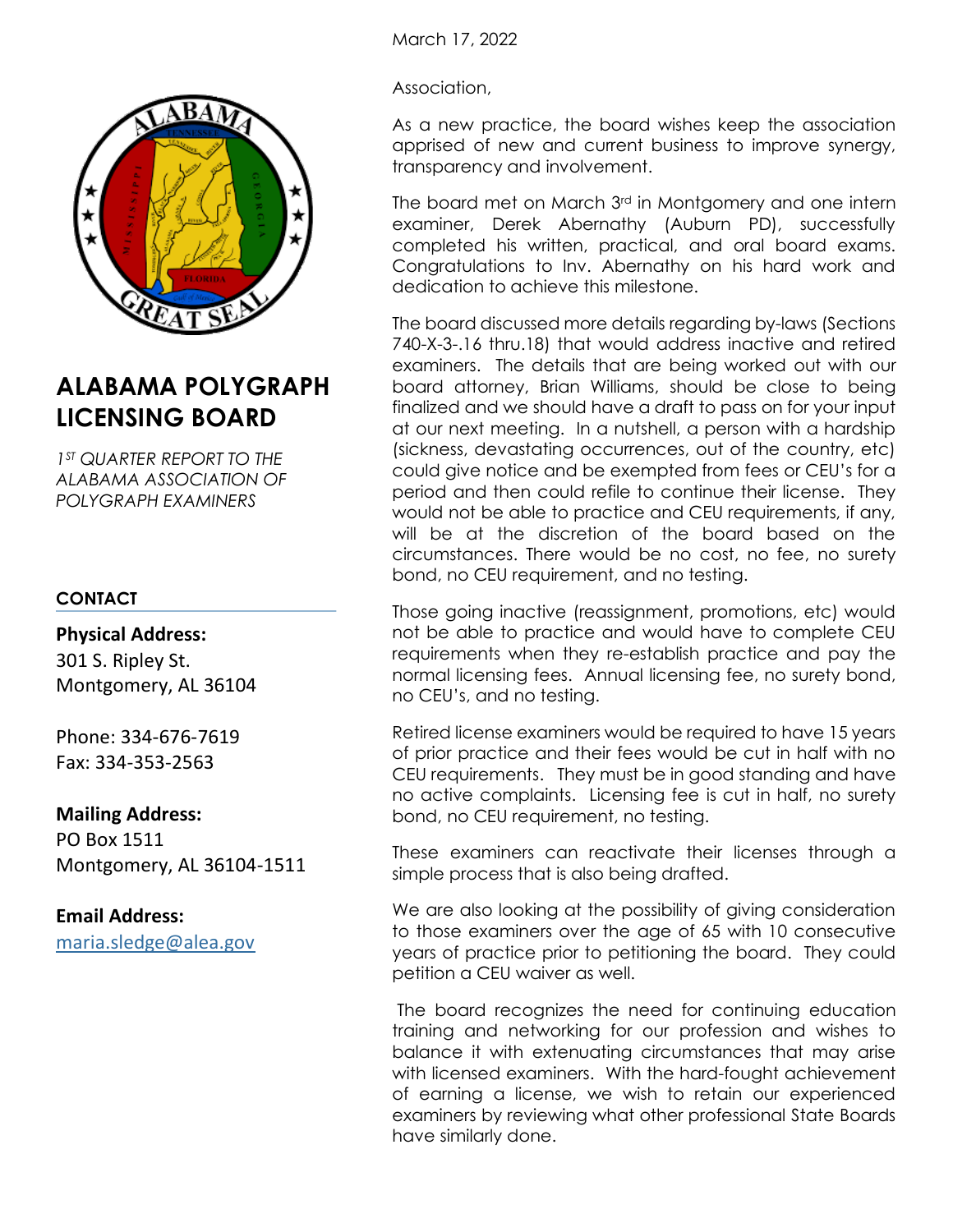# ALABAMA POLYGRAPH LICENSING BOARD

*1[ST] QUARTER REPORT TO THE ALABAMA ASSOCIATION OF POLYGRAPH EXAMINERS*

**CONTACT**

**Physical Address:**
301 S. Ripley St.
Montgomery, AL 36104

Phone: 334-676-7619
Fax: 334-353-2563

**Mailing Address:**
PO Box 1511
Montgomery, AL 36104-1511

**Email Address:**
maria.sledge@alea.gov

March 17, 2022

Association,

As a new practice, the board wishes keep the association apprised of new and current business to improve synergy, transparency and involvement.

The board met on March 3rd in Montgomery and one intern examiner, Derek Abernathy (Auburn PD), successfully completed his written, practical, and oral board exams. Congratulations to Inv. Abernathy on his hard work and dedication to achieve this milestone.

The board discussed more details regarding by-laws (Sections 740-X-3-.16 thru.18) that would address inactive and retired examiners. The details that are being worked out with our board attorney, Brian Williams, should be close to being finalized and we should have a draft to pass on for your input at our next meeting. In a nutshell, a person with a hardship (sickness, devastating occurrences, out of the country, etc) could give notice and be exempted from fees or CEU's for a period and then could refile to continue their license. They would not be able to practice and CEU requirements, if any, will be at the discretion of the board based on the circumstances. There would be no cost, no fee, no surety bond, no CEU requirement, and no testing.

Those going inactive (reassignment, promotions, etc) would not be able to practice and would have to complete CEU requirements when they re-establish practice and pay the normal licensing fees. Annual licensing fee, no surety bond, no CEU's, and no testing.

Retired license examiners would be required to have 15 years of prior practice and their fees would be cut in half with no CEU requirements. They must be in good standing and have no active complaints. Licensing fee is cut in half, no surety bond, no CEU requirement, no testing.

These examiners can reactivate their licenses through a simple process that is also being drafted.

We are also looking at the possibility of giving consideration to those examiners over the age of 65 with 10 consecutive years of practice prior to petitioning the board. They could petition a CEU waiver as well.

The board recognizes the need for continuing education training and networking for our profession and wishes to balance it with extenuating circumstances that may arise with licensed examiners. With the hard-fought achievement of earning a license, we wish to retain our experienced examiners by reviewing what other professional State Boards have similarly done.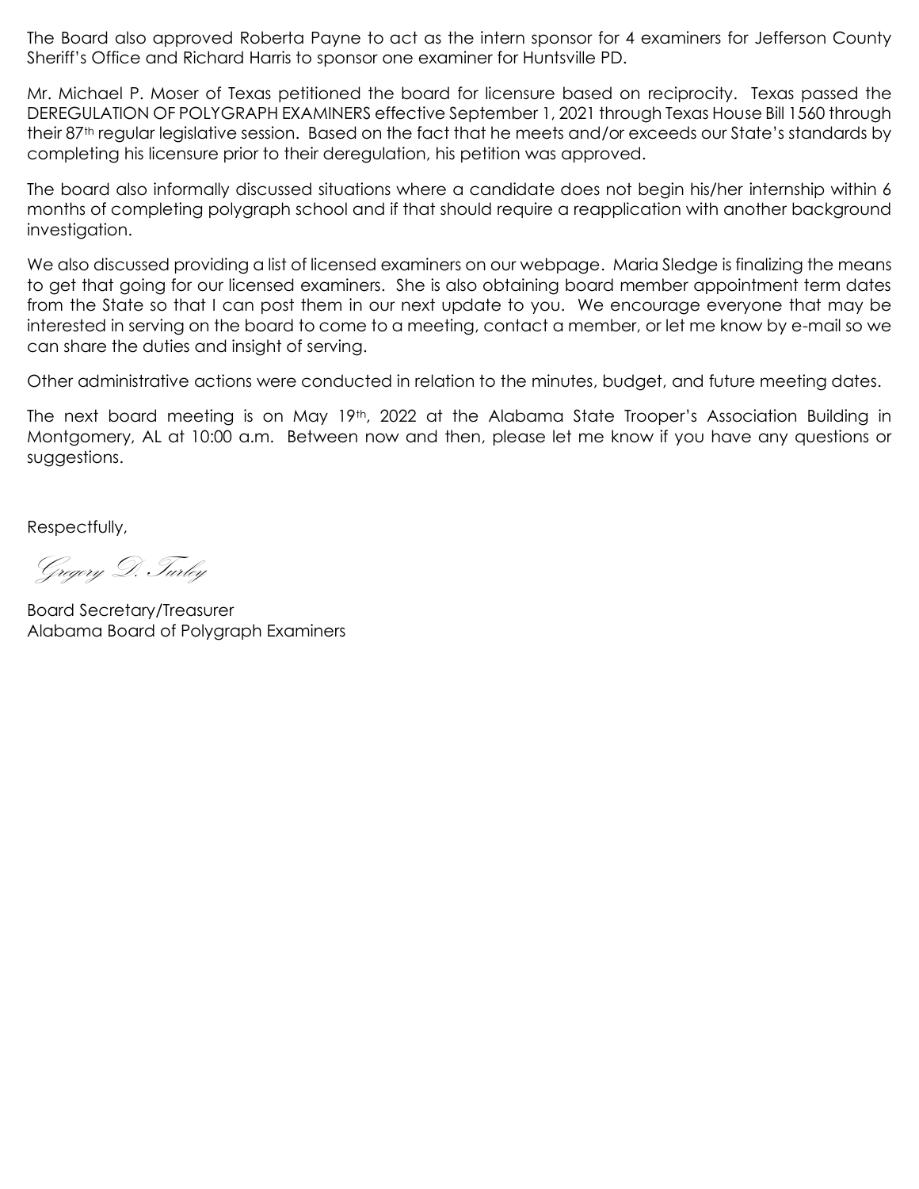The Board also approved Roberta Payne to act as the intern sponsor for 4 examiners for Jefferson County Sheriff's Office and Richard Harris to sponsor one examiner for Huntsville PD.

Mr. Michael P. Moser of Texas petitioned the board for licensure based on reciprocity. Texas passed the DEREGULATION OF POLYGRAPH EXAMINERS effective September 1, 2021 through Texas House Bill 1560 through their 87th regular legislative session. Based on the fact that he meets and/or exceeds our State's standards by completing his licensure prior to their deregulation, his petition was approved.

The board also informally discussed situations where a candidate does not begin his/her internship within 6 months of completing polygraph school and if that should require a reapplication with another background investigation.

We also discussed providing a list of licensed examiners on our webpage. Maria Sledge is finalizing the means to get that going for our licensed examiners. She is also obtaining board member appointment term dates from the State so that I can post them in our next update to you. We encourage everyone that may be interested in serving on the board to come to a meeting, contact a member, or let me know by e-mail so we can share the duties and insight of serving.

Other administrative actions were conducted in relation to the minutes, budget, and future meeting dates.

The next board meeting is on May 19th, 2022 at the Alabama State Trooper's Association Building in Montgomery, AL at 10:00 a.m. Between now and then, please let me know if you have any questions or suggestions.

Respectfully,

*Gregory D. Turley*

Board Secretary/Treasurer
Alabama Board of Polygraph Examiners